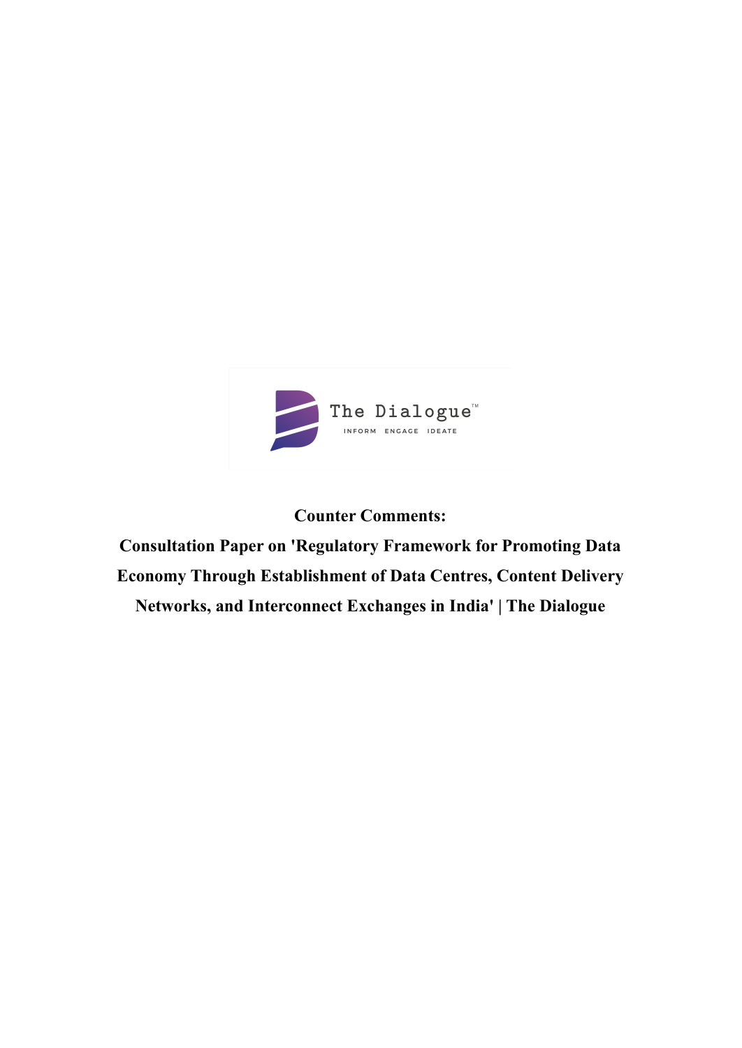The Dialogue™

INFORM ENGAGE IDEATE

# Counter Comments:

# Consultation Paper on 'Regulatory Framework for Promoting Data Economy Through Establishment of Data Centres, Content Delivery Networks, and Interconnect Exchanges in India' | The Dialogue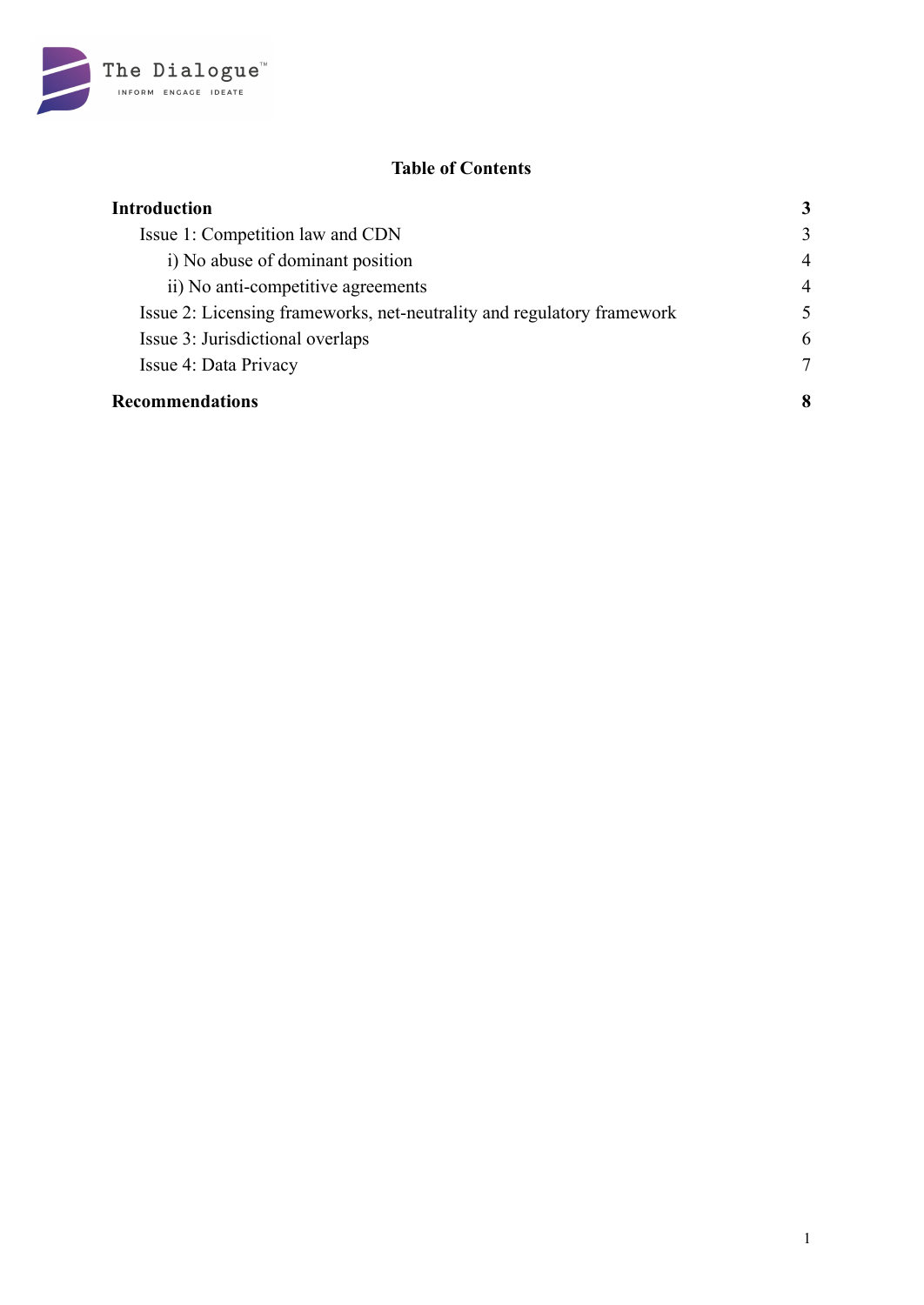## Table of Contents

| | |
|---|---|
| **Introduction** | **3** |
| Issue 1: Competition law and CDN | 3 |
| i) No abuse of dominant position | 4 |
| ii) No anti-competitive agreements | 4 |
| Issue 2: Licensing frameworks, net-neutrality and regulatory framework | 5 |
| Issue 3: Jurisdictional overlaps | 6 |
| Issue 4: Data Privacy | 7 |
| **Recommendations** | **8** |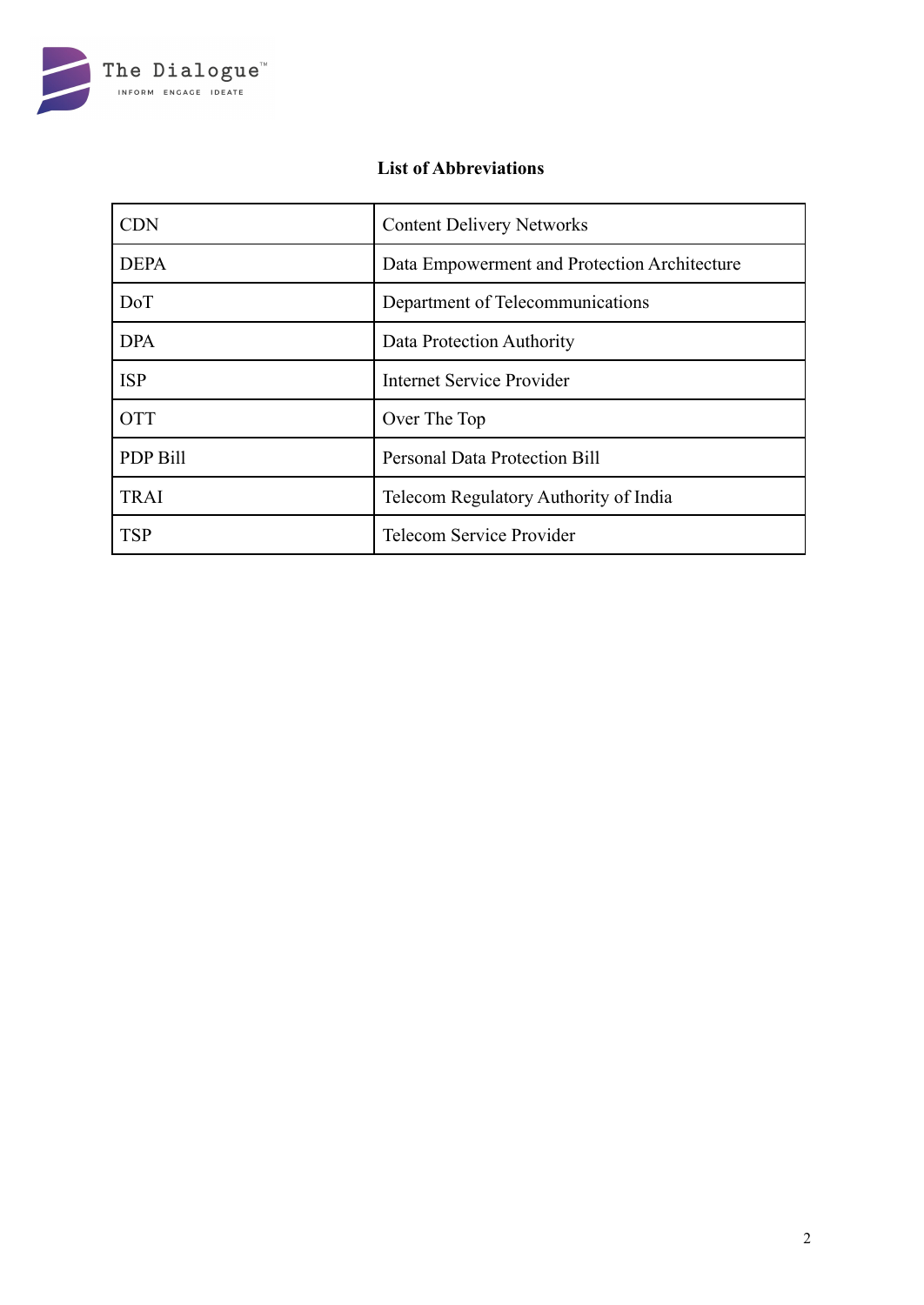## List of Abbreviations

| | |
|---|---|
| CDN | Content Delivery Networks |
| DEPA | Data Empowerment and Protection Architecture |
| DoT | Department of Telecommunications |
| DPA | Data Protection Authority |
| ISP | Internet Service Provider |
| OTT | Over The Top |
| PDP Bill | Personal Data Protection Bill |
| TRAI | Telecom Regulatory Authority of India |
| TSP | Telecom Service Provider |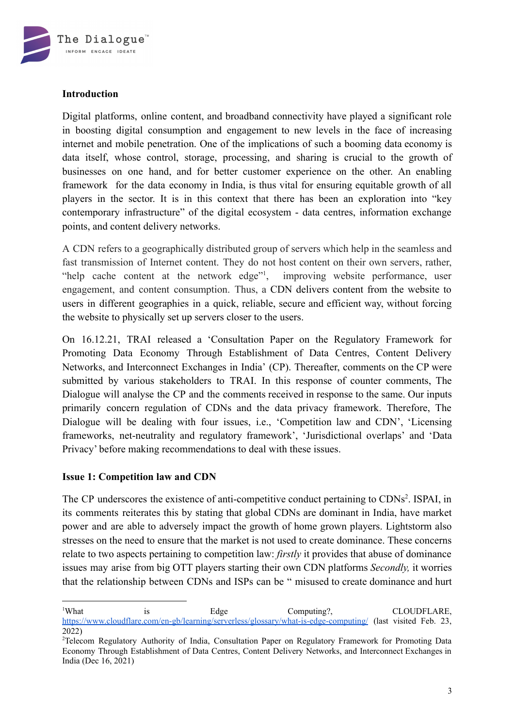**Introduction**

Digital platforms, online content, and broadband connectivity have played a significant role in boosting digital consumption and engagement to new levels in the face of increasing internet and mobile penetration. One of the implications of such a booming data economy is data itself, whose control, storage, processing, and sharing is crucial to the growth of businesses on one hand, and for better customer experience on the other. An enabling framework for the data economy in India, is thus vital for ensuring equitable growth of all players in the sector. It is in this context that there has been an exploration into "key contemporary infrastructure" of the digital ecosystem - data centres, information exchange points, and content delivery networks.

A CDN refers to a geographically distributed group of servers which help in the seamless and fast transmission of Internet content. They do not host content on their own servers, rather, "help cache content at the network edge"[1], improving website performance, user engagement, and content consumption. Thus, a CDN delivers content from the website to users in different geographies in a quick, reliable, secure and efficient way, without forcing the website to physically set up servers closer to the users.

On 16.12.21, TRAI released a 'Consultation Paper on the Regulatory Framework for Promoting Data Economy Through Establishment of Data Centres, Content Delivery Networks, and Interconnect Exchanges in India' (CP). Thereafter, comments on the CP were submitted by various stakeholders to TRAI. In this response of counter comments, The Dialogue will analyse the CP and the comments received in response to the same. Our inputs primarily concern regulation of CDNs and the data privacy framework. Therefore, The Dialogue will be dealing with four issues, i.e., 'Competition law and CDN', 'Licensing frameworks, net-neutrality and regulatory framework', 'Jurisdictional overlaps' and 'Data Privacy' before making recommendations to deal with these issues.

**Issue 1: Competition law and CDN**

The CP underscores the existence of anti-competitive conduct pertaining to CDNs[2]. ISPAI, in its comments reiterates this by stating that global CDNs are dominant in India, have market power and are able to adversely impact the growth of home grown players. Lightstorm also stresses on the need to ensure that the market is not used to create dominance. These concerns relate to two aspects pertaining to competition law: *firstly* it provides that abuse of dominance issues may arise from big OTT players starting their own CDN platforms *Secondly,* it worries that the relationship between CDNs and ISPs can be " misused to create dominance and hurt

---

[1]What is Edge Computing?, CLOUDFLARE, https://www.cloudflare.com/en-gb/learning/serverless/glossary/what-is-edge-computing/ (last visited Feb. 23, 2022)

[2]Telecom Regulatory Authority of India, Consultation Paper on Regulatory Framework for Promoting Data Economy Through Establishment of Data Centres, Content Delivery Networks, and Interconnect Exchanges in India (Dec 16, 2021)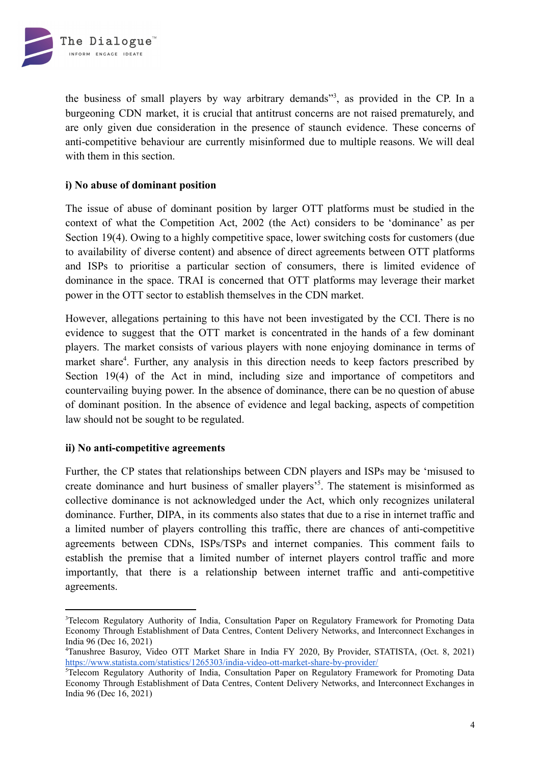the business of small players by way arbitrary demands"[3], as provided in the CP. In a burgeoning CDN market, it is crucial that antitrust concerns are not raised prematurely, and are only given due consideration in the presence of staunch evidence. These concerns of anti-competitive behaviour are currently misinformed due to multiple reasons. We will deal with them in this section.

**i) No abuse of dominant position**

The issue of abuse of dominant position by larger OTT platforms must be studied in the context of what the Competition Act, 2002 (the Act) considers to be 'dominance' as per Section 19(4). Owing to a highly competitive space, lower switching costs for customers (due to availability of diverse content) and absence of direct agreements between OTT platforms and ISPs to prioritise a particular section of consumers, there is limited evidence of dominance in the space. TRAI is concerned that OTT platforms may leverage their market power in the OTT sector to establish themselves in the CDN market.

However, allegations pertaining to this have not been investigated by the CCI. There is no evidence to suggest that the OTT market is concentrated in the hands of a few dominant players. The market consists of various players with none enjoying dominance in terms of market share[4]. Further, any analysis in this direction needs to keep factors prescribed by Section 19(4) of the Act in mind, including size and importance of competitors and countervailing buying power. In the absence of dominance, there can be no question of abuse of dominant position. In the absence of evidence and legal backing, aspects of competition law should not be sought to be regulated.

**ii) No anti-competitive agreements**

Further, the CP states that relationships between CDN players and ISPs may be 'misused to create dominance and hurt business of smaller players'[5]. The statement is misinformed as collective dominance is not acknowledged under the Act, which only recognizes unilateral dominance. Further, DIPA, in its comments also states that due to a rise in internet traffic and a limited number of players controlling this traffic, there are chances of anti-competitive agreements between CDNs, ISPs/TSPs and internet companies. This comment fails to establish the premise that a limited number of internet players control traffic and more importantly, that there is a relationship between internet traffic and anti-competitive agreements.

---

[3]Telecom Regulatory Authority of India, Consultation Paper on Regulatory Framework for Promoting Data Economy Through Establishment of Data Centres, Content Delivery Networks, and Interconnect Exchanges in India 96 (Dec 16, 2021)

[4]Tanushree Basuroy, Video OTT Market Share in India FY 2020, By Provider, STATISTA, (Oct. 8, 2021) https://www.statista.com/statistics/1265303/india-video-ott-market-share-by-provider/

[5]Telecom Regulatory Authority of India, Consultation Paper on Regulatory Framework for Promoting Data Economy Through Establishment of Data Centres, Content Delivery Networks, and Interconnect Exchanges in India 96 (Dec 16, 2021)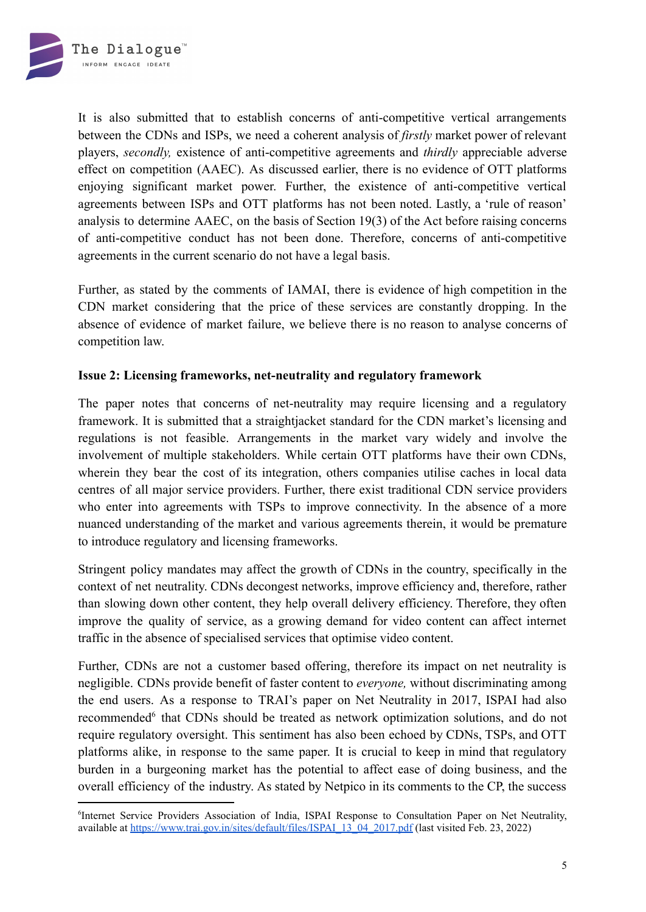It is also submitted that to establish concerns of anti-competitive vertical arrangements between the CDNs and ISPs, we need a coherent analysis of *firstly* market power of relevant players, *secondly,* existence of anti-competitive agreements and *thirdly* appreciable adverse effect on competition (AAEC). As discussed earlier, there is no evidence of OTT platforms enjoying significant market power. Further, the existence of anti-competitive vertical agreements between ISPs and OTT platforms has not been noted. Lastly, a 'rule of reason' analysis to determine AAEC, on the basis of Section 19(3) of the Act before raising concerns of anti-competitive conduct has not been done. Therefore, concerns of anti-competitive agreements in the current scenario do not have a legal basis.

Further, as stated by the comments of IAMAI, there is evidence of high competition in the CDN market considering that the price of these services are constantly dropping. In the absence of evidence of market failure, we believe there is no reason to analyse concerns of competition law.

**Issue 2: Licensing frameworks, net-neutrality and regulatory framework**

The paper notes that concerns of net-neutrality may require licensing and a regulatory framework. It is submitted that a straightjacket standard for the CDN market's licensing and regulations is not feasible. Arrangements in the market vary widely and involve the involvement of multiple stakeholders. While certain OTT platforms have their own CDNs, wherein they bear the cost of its integration, others companies utilise caches in local data centres of all major service providers. Further, there exist traditional CDN service providers who enter into agreements with TSPs to improve connectivity. In the absence of a more nuanced understanding of the market and various agreements therein, it would be premature to introduce regulatory and licensing frameworks.

Stringent policy mandates may affect the growth of CDNs in the country, specifically in the context of net neutrality. CDNs decongest networks, improve efficiency and, therefore, rather than slowing down other content, they help overall delivery efficiency. Therefore, they often improve the quality of service, as a growing demand for video content can affect internet traffic in the absence of specialised services that optimise video content.

Further, CDNs are not a customer based offering, therefore its impact on net neutrality is negligible. CDNs provide benefit of faster content to *everyone,* without discriminating among the end users. As a response to TRAI's paper on Net Neutrality in 2017, ISPAI had also recommended[6] that CDNs should be treated as network optimization solutions, and do not require regulatory oversight. This sentiment has also been echoed by CDNs, TSPs, and OTT platforms alike, in response to the same paper. It is crucial to keep in mind that regulatory burden in a burgeoning market has the potential to affect ease of doing business, and the overall efficiency of the industry. As stated by Netpico in its comments to the CP, the success

---

[6] Internet Service Providers Association of India, ISPAI Response to Consultation Paper on Net Neutrality, available at https://www.trai.gov.in/sites/default/files/ISPAI_13_04_2017.pdf (last visited Feb. 23, 2022)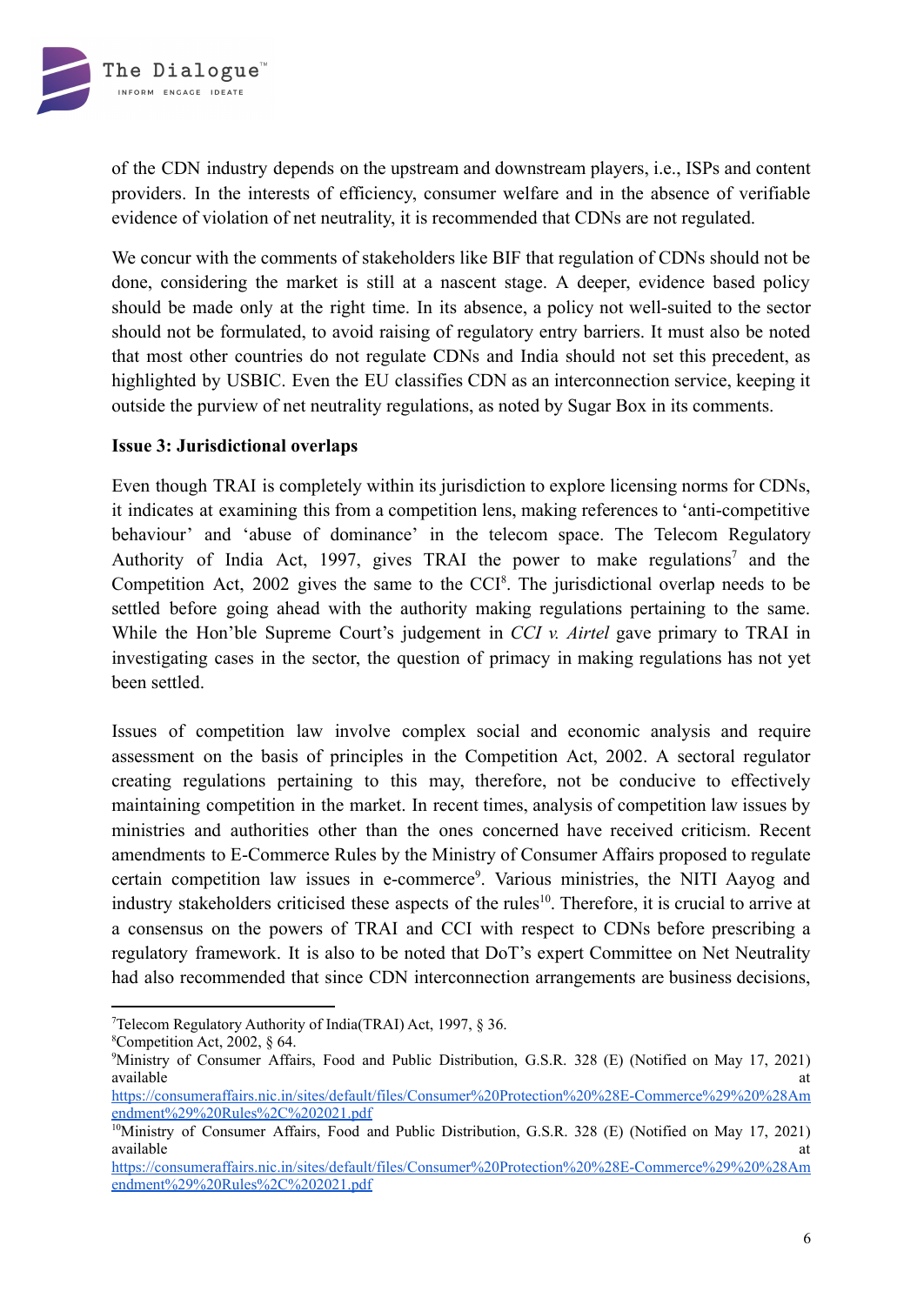of the CDN industry depends on the upstream and downstream players, i.e., ISPs and content providers. In the interests of efficiency, consumer welfare and in the absence of verifiable evidence of violation of net neutrality, it is recommended that CDNs are not regulated.

We concur with the comments of stakeholders like BIF that regulation of CDNs should not be done, considering the market is still at a nascent stage. A deeper, evidence based policy should be made only at the right time. In its absence, a policy not well-suited to the sector should not be formulated, to avoid raising of regulatory entry barriers. It must also be noted that most other countries do not regulate CDNs and India should not set this precedent, as highlighted by USBIC. Even the EU classifies CDN as an interconnection service, keeping it outside the purview of net neutrality regulations, as noted by Sugar Box in its comments.

**Issue 3: Jurisdictional overlaps**

Even though TRAI is completely within its jurisdiction to explore licensing norms for CDNs, it indicates at examining this from a competition lens, making references to 'anti-competitive behaviour' and 'abuse of dominance' in the telecom space. The Telecom Regulatory Authority of India Act, 1997, gives TRAI the power to make regulations[7] and the Competition Act, 2002 gives the same to the CCI[8]. The jurisdictional overlap needs to be settled before going ahead with the authority making regulations pertaining to the same. While the Hon'ble Supreme Court's judgement in *CCI v. Airtel* gave primary to TRAI in investigating cases in the sector, the question of primacy in making regulations has not yet been settled.

Issues of competition law involve complex social and economic analysis and require assessment on the basis of principles in the Competition Act, 2002. A sectoral regulator creating regulations pertaining to this may, therefore, not be conducive to effectively maintaining competition in the market. In recent times, analysis of competition law issues by ministries and authorities other than the ones concerned have received criticism. Recent amendments to E-Commerce Rules by the Ministry of Consumer Affairs proposed to regulate certain competition law issues in e-commerce[9]. Various ministries, the NITI Aayog and industry stakeholders criticised these aspects of the rules[10]. Therefore, it is crucial to arrive at a consensus on the powers of TRAI and CCI with respect to CDNs before prescribing a regulatory framework. It is also to be noted that DoT's expert Committee on Net Neutrality had also recommended that since CDN interconnection arrangements are business decisions,

---

[7] Telecom Regulatory Authority of India(TRAI) Act, 1997, § 36.

[8] Competition Act, 2002, § 64.

[9] Ministry of Consumer Affairs, Food and Public Distribution, G.S.R. 328 (E) (Notified on May 17, 2021) available at https://consumeraffairs.nic.in/sites/default/files/Consumer%20Protection%20%28E-Commerce%29%20%28Amendment%29%20Rules%2C%202021.pdf

[10] Ministry of Consumer Affairs, Food and Public Distribution, G.S.R. 328 (E) (Notified on May 17, 2021) available at https://consumeraffairs.nic.in/sites/default/files/Consumer%20Protection%20%28E-Commerce%29%20%28Amendment%29%20Rules%2C%202021.pdf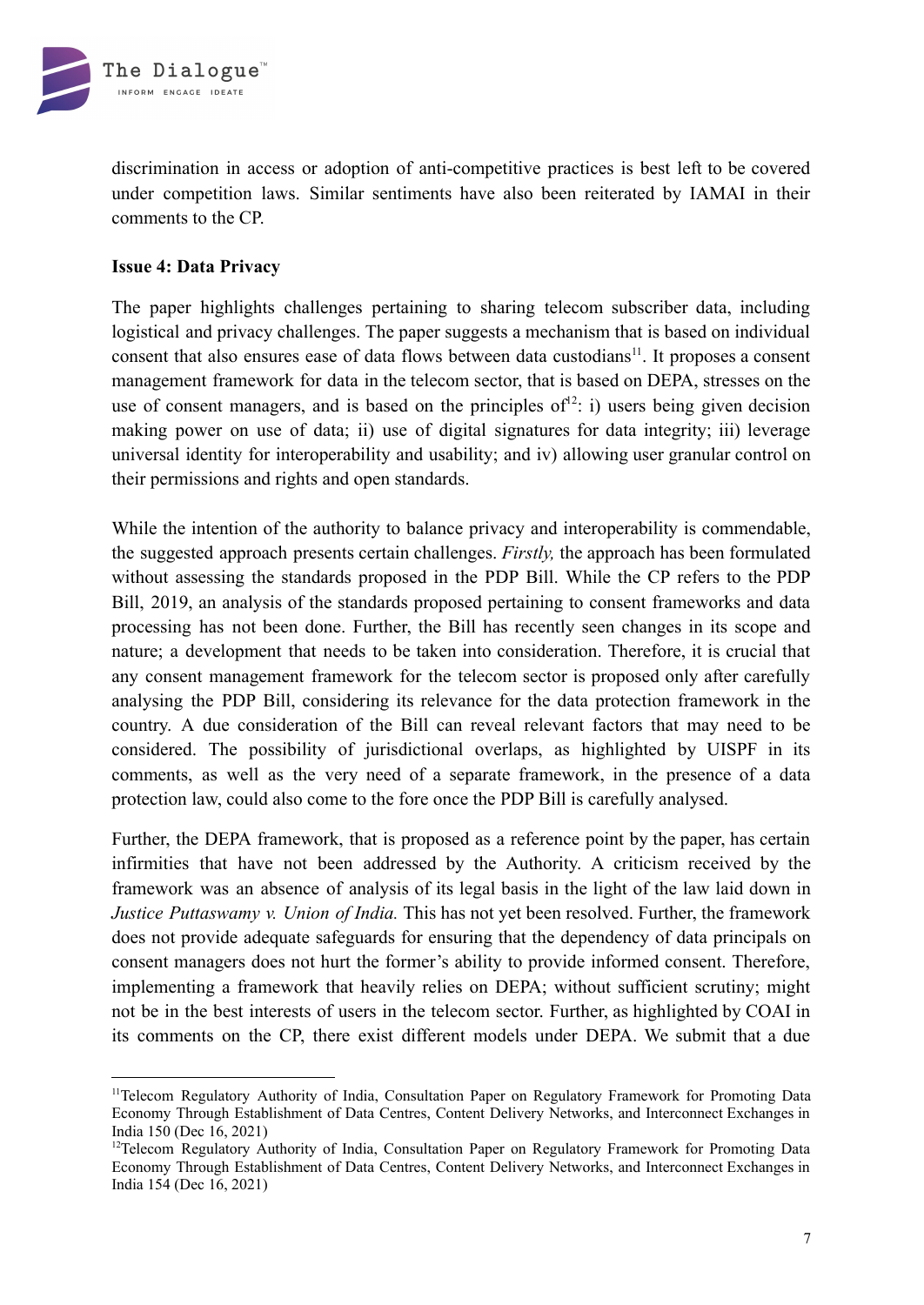discrimination in access or adoption of anti-competitive practices is best left to be covered under competition laws. Similar sentiments have also been reiterated by IAMAI in their comments to the CP.

**Issue 4: Data Privacy**

The paper highlights challenges pertaining to sharing telecom subscriber data, including logistical and privacy challenges. The paper suggests a mechanism that is based on individual consent that also ensures ease of data flows between data custodians[11]. It proposes a consent management framework for data in the telecom sector, that is based on DEPA, stresses on the use of consent managers, and is based on the principles of[12]: i) users being given decision making power on use of data; ii) use of digital signatures for data integrity; iii) leverage universal identity for interoperability and usability; and iv) allowing user granular control on their permissions and rights and open standards.

While the intention of the authority to balance privacy and interoperability is commendable, the suggested approach presents certain challenges. *Firstly,* the approach has been formulated without assessing the standards proposed in the PDP Bill. While the CP refers to the PDP Bill, 2019, an analysis of the standards proposed pertaining to consent frameworks and data processing has not been done. Further, the Bill has recently seen changes in its scope and nature; a development that needs to be taken into consideration. Therefore, it is crucial that any consent management framework for the telecom sector is proposed only after carefully analysing the PDP Bill, considering its relevance for the data protection framework in the country. A due consideration of the Bill can reveal relevant factors that may need to be considered. The possibility of jurisdictional overlaps, as highlighted by UISPF in its comments, as well as the very need of a separate framework, in the presence of a data protection law, could also come to the fore once the PDP Bill is carefully analysed.

Further, the DEPA framework, that is proposed as a reference point by the paper, has certain infirmities that have not been addressed by the Authority. A criticism received by the framework was an absence of analysis of its legal basis in the light of the law laid down in *Justice Puttaswamy v. Union of India.* This has not yet been resolved. Further, the framework does not provide adequate safeguards for ensuring that the dependency of data principals on consent managers does not hurt the former's ability to provide informed consent. Therefore, implementing a framework that heavily relies on DEPA; without sufficient scrutiny; might not be in the best interests of users in the telecom sector. Further, as highlighted by COAI in its comments on the CP, there exist different models under DEPA. We submit that a due

---

[11]Telecom Regulatory Authority of India, Consultation Paper on Regulatory Framework for Promoting Data Economy Through Establishment of Data Centres, Content Delivery Networks, and Interconnect Exchanges in India 150 (Dec 16, 2021)

[12]Telecom Regulatory Authority of India, Consultation Paper on Regulatory Framework for Promoting Data Economy Through Establishment of Data Centres, Content Delivery Networks, and Interconnect Exchanges in India 154 (Dec 16, 2021)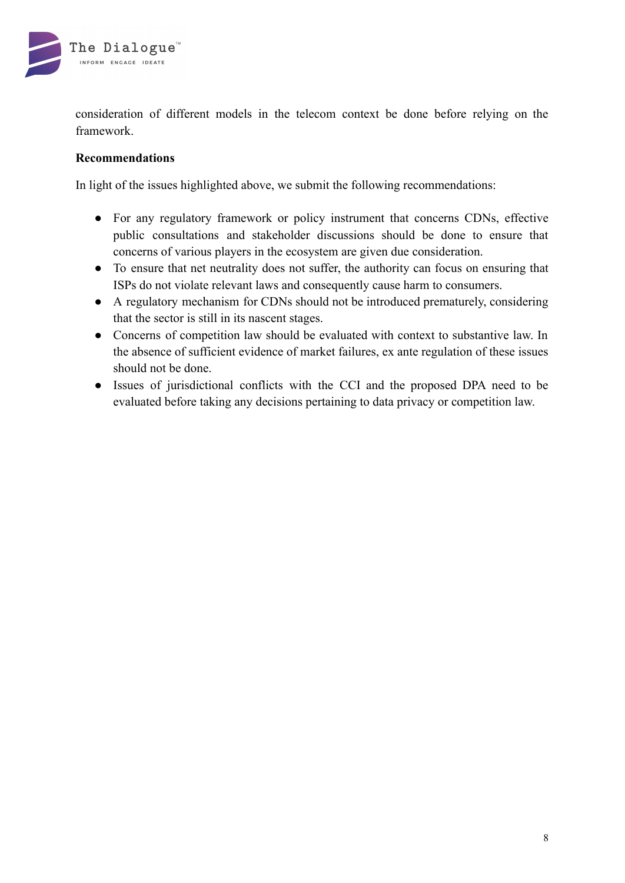consideration of different models in the telecom context be done before relying on the framework.

**Recommendations**

In light of the issues highlighted above, we submit the following recommendations:

- For any regulatory framework or policy instrument that concerns CDNs, effective public consultations and stakeholder discussions should be done to ensure that concerns of various players in the ecosystem are given due consideration.
- To ensure that net neutrality does not suffer, the authority can focus on ensuring that ISPs do not violate relevant laws and consequently cause harm to consumers.
- A regulatory mechanism for CDNs should not be introduced prematurely, considering that the sector is still in its nascent stages.
- Concerns of competition law should be evaluated with context to substantive law. In the absence of sufficient evidence of market failures, ex ante regulation of these issues should not be done.
- Issues of jurisdictional conflicts with the CCI and the proposed DPA need to be evaluated before taking any decisions pertaining to data privacy or competition law.